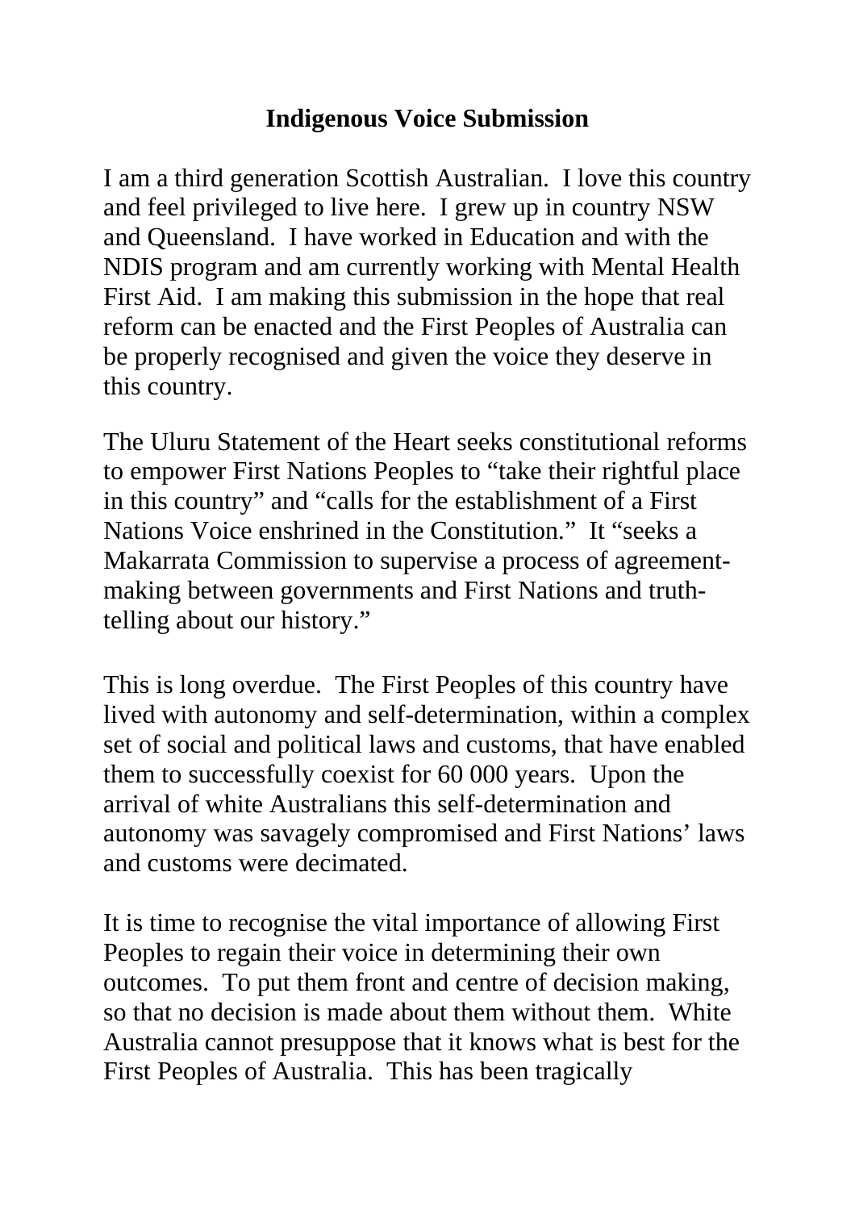# Indigenous Voice Submission

I am a third generation Scottish Australian. I love this country and feel privileged to live here. I grew up in country NSW and Queensland. I have worked in Education and with the NDIS program and am currently working with Mental Health First Aid. I am making this submission in the hope that real reform can be enacted and the First Peoples of Australia can be properly recognised and given the voice they deserve in this country.

The Uluru Statement of the Heart seeks constitutional reforms to empower First Nations Peoples to "take their rightful place in this country" and "calls for the establishment of a First Nations Voice enshrined in the Constitution." It "seeks a Makarrata Commission to supervise a process of agreement-making between governments and First Nations and truth-telling about our history."

This is long overdue. The First Peoples of this country have lived with autonomy and self-determination, within a complex set of social and political laws and customs, that have enabled them to successfully coexist for 60 000 years. Upon the arrival of white Australians this self-determination and autonomy was savagely compromised and First Nations' laws and customs were decimated.

It is time to recognise the vital importance of allowing First Peoples to regain their voice in determining their own outcomes. To put them front and centre of decision making, so that no decision is made about them without them. White Australia cannot presuppose that it knows what is best for the First Peoples of Australia. This has been tragically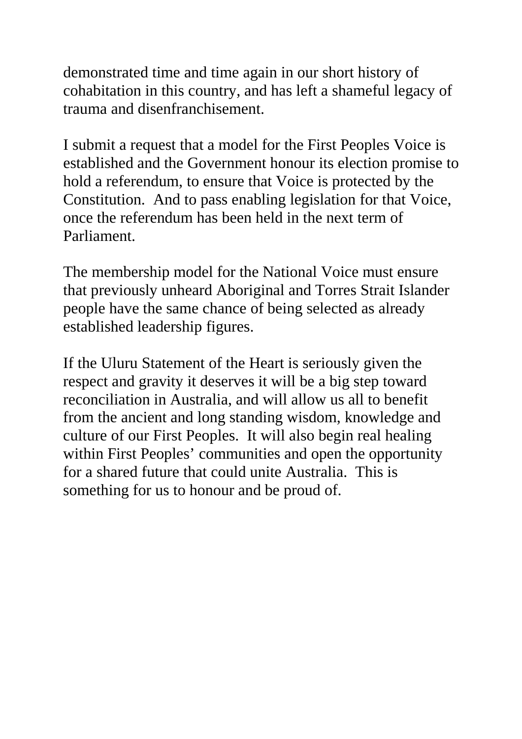demonstrated time and time again in our short history of cohabitation in this country, and has left a shameful legacy of trauma and disenfranchisement.

I submit a request that a model for the First Peoples Voice is established and the Government honour its election promise to hold a referendum, to ensure that Voice is protected by the Constitution. And to pass enabling legislation for that Voice, once the referendum has been held in the next term of Parliament.

The membership model for the National Voice must ensure that previously unheard Aboriginal and Torres Strait Islander people have the same chance of being selected as already established leadership figures.

If the Uluru Statement of the Heart is seriously given the respect and gravity it deserves it will be a big step toward reconciliation in Australia, and will allow us all to benefit from the ancient and long standing wisdom, knowledge and culture of our First Peoples. It will also begin real healing within First Peoples' communities and open the opportunity for a shared future that could unite Australia. This is something for us to honour and be proud of.